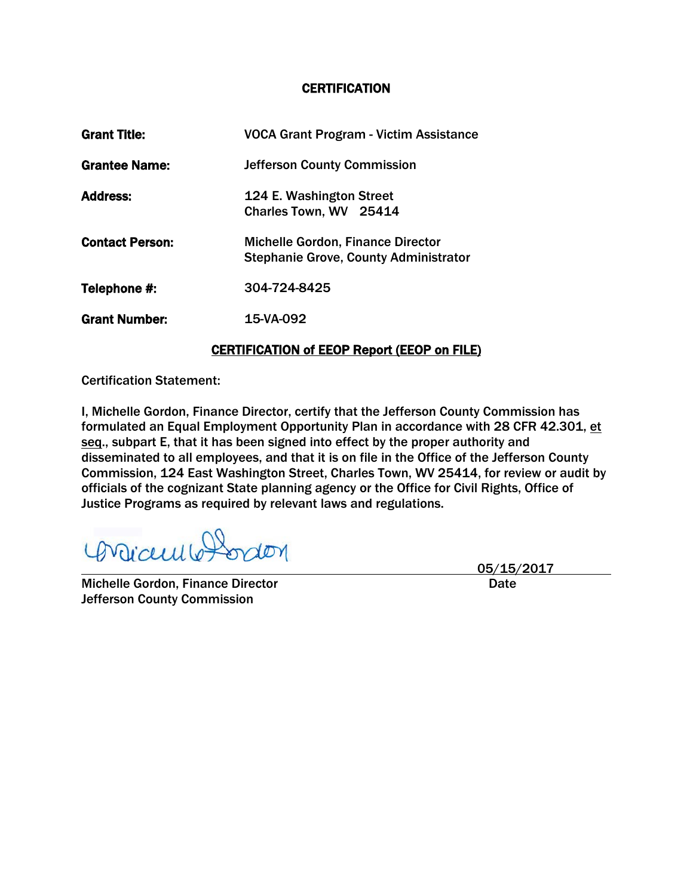# CERTIFICATION

| | |
|---|---|
| **Grant Title:** | VOCA Grant Program - Victim Assistance |
| **Grantee Name:** | Jefferson County Commission |
| **Address:** | 124 E. Washington Street<br>Charles Town, WV 25414 |
| **Contact Person:** | Michelle Gordon, Finance Director<br>Stephanie Grove, County Administrator |
| **Telephone #:** | 304-724-8425 |
| **Grant Number:** | 15-VA-092 |

## CERTIFICATION of EEOP Report (EEOP on FILE)

Certification Statement:

I, Michelle Gordon, Finance Director, certify that the Jefferson County Commission has formulated an Equal Employment Opportunity Plan in accordance with 28 CFR 42.301, et seq., subpart E, that it has been signed into effect by the proper authority and disseminated to all employees, and that it is on file in the Office of the Jefferson County Commission, 124 East Washington Street, Charles Town, WV 25414, for review or audit by officials of the cognizant State planning agency or the Office for Civil Rights, Office of Justice Programs as required by relevant laws and regulations.

Michelle Gordon, Finance Director
Jefferson County Commission

05/15/2017
Date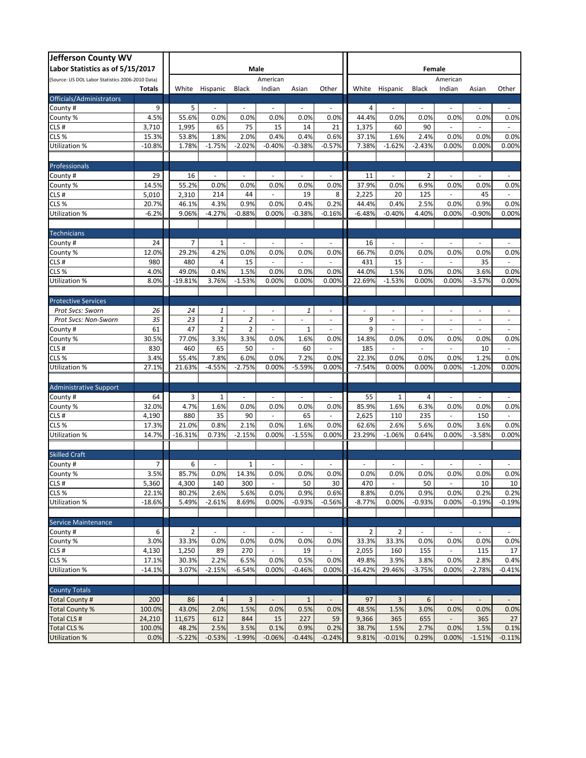| Jefferson County WV Labor Statistics as of 5/15/2017 (Source: US DOL Labor Statistics 2006-2010 Data) | | Male | | | | | | Female | | | | | |
|---|---|---|---|---|---|---|---|---|---|---|---|---|---|
| | Totals | White | Hispanic | Black | American Indian | Asian | Other | White | Hispanic | Black | American Indian | Asian | Other |
| **Officials/Administrators** | | | | | | | | | | | | | |
| County # | 9 | 5 | - | - | - | - | - | 4 | - | - | - | - | - |
| County % | 4.5% | 55.6% | 0.0% | 0.0% | 0.0% | 0.0% | 0.0% | 44.4% | 0.0% | 0.0% | 0.0% | 0.0% | 0.0% |
| CLS # | 3,710 | 1,995 | 65 | 75 | 15 | 14 | 21 | 1,375 | 60 | 90 | - | - | - |
| CLS % | 15.3% | 53.8% | 1.8% | 2.0% | 0.4% | 0.4% | 0.6% | 37.1% | 1.6% | 2.4% | 0.0% | 0.0% | 0.0% |
| Utilization % | -10.8% | 1.78% | -1.75% | -2.02% | -0.40% | -0.38% | -0.57% | 7.38% | -1.62% | -2.43% | 0.00% | 0.00% | 0.00% |
| **Professionals** | | | | | | | | | | | | | |
| County # | 29 | 16 | - | - | - | - | - | 11 | - | 2 | - | - | - |
| County % | 14.5% | 55.2% | 0.0% | 0.0% | 0.0% | 0.0% | 0.0% | 37.9% | 0.0% | 6.9% | 0.0% | 0.0% | 0.0% |
| CLS # | 5,010 | 2,310 | 214 | 44 | - | 19 | 8 | 2,225 | 20 | 125 | - | 45 | - |
| CLS % | 20.7% | 46.1% | 4.3% | 0.9% | 0.0% | 0.4% | 0.2% | 44.4% | 0.4% | 2.5% | 0.0% | 0.9% | 0.0% |
| Utilization % | -6.2% | 9.06% | -4.27% | -0.88% | 0.00% | -0.38% | -0.16% | -6.48% | -0.40% | 4.40% | 0.00% | -0.90% | 0.00% |
| **Technicians** | | | | | | | | | | | | | |
| County # | 24 | 7 | 1 | - | - | - | - | 16 | - | - | - | - | - |
| County % | 12.0% | 29.2% | 4.2% | 0.0% | 0.0% | 0.0% | 0.0% | 66.7% | 0.0% | 0.0% | 0.0% | 0.0% | 0.0% |
| CLS # | 980 | 480 | 4 | 15 | - | - | - | 431 | 15 | - | - | 35 | - |
| CLS % | 4.0% | 49.0% | 0.4% | 1.5% | 0.0% | 0.0% | 0.0% | 44.0% | 1.5% | 0.0% | 0.0% | 3.6% | 0.0% |
| Utilization % | 8.0% | -19.81% | 3.76% | -1.53% | 0.00% | 0.00% | 0.00% | 22.69% | -1.53% | 0.00% | 0.00% | -3.57% | 0.00% |
| **Protective Services** | | | | | | | | | | | | | |
| *Prot Svcs: Sworn* | *26* | *24* | *1* | - | - | *1* | - | - | - | - | - | - | - |
| *Prot Svcs: Non-Sworn* | *35* | *23* | *1* | *2* | - | - | - | *9* | - | - | - | - | - |
| County # | 61 | 47 | 2 | 2 | - | 1 | - | 9 | - | - | - | - | - |
| County % | 30.5% | 77.0% | 3.3% | 3.3% | 0.0% | 1.6% | 0.0% | 14.8% | 0.0% | 0.0% | 0.0% | 0.0% | 0.0% |
| CLS # | 830 | 460 | 65 | 50 | - | 60 | - | 185 | - | - | - | 10 | - |
| CLS % | 3.4% | 55.4% | 7.8% | 6.0% | 0.0% | 7.2% | 0.0% | 22.3% | 0.0% | 0.0% | 0.0% | 1.2% | 0.0% |
| Utilization % | 27.1% | 21.63% | -4.55% | -2.75% | 0.00% | -5.59% | 0.00% | -7.54% | 0.00% | 0.00% | 0.00% | -1.20% | 0.00% |
| **Administrative Support** | | | | | | | | | | | | | |
| County # | 64 | 3 | 1 | - | - | - | - | 55 | 1 | 4 | - | - | - |
| County % | 32.0% | 4.7% | 1.6% | 0.0% | 0.0% | 0.0% | 0.0% | 85.9% | 1.6% | 6.3% | 0.0% | 0.0% | 0.0% |
| CLS # | 4,190 | 880 | 35 | 90 | - | 65 | - | 2,625 | 110 | 235 | - | 150 | - |
| CLS % | 17.3% | 21.0% | 0.8% | 2.1% | 0.0% | 1.6% | 0.0% | 62.6% | 2.6% | 5.6% | 0.0% | 3.6% | 0.0% |
| Utilization % | 14.7% | -16.31% | 0.73% | -2.15% | 0.00% | -1.55% | 0.00% | 23.29% | -1.06% | 0.64% | 0.00% | -3.58% | 0.00% |
| **Skilled Craft** | | | | | | | | | | | | | |
| County # | 7 | 6 | - | 1 | - | - | - | - | - | - | - | - | - |
| County % | 3.5% | 85.7% | 0.0% | 14.3% | 0.0% | 0.0% | 0.0% | 0.0% | 0.0% | 0.0% | 0.0% | 0.0% | 0.0% |
| CLS # | 5,360 | 4,300 | 140 | 300 | - | 50 | 30 | 470 | - | 50 | - | 10 | 10 |
| CLS % | 22.1% | 80.2% | 2.6% | 5.6% | 0.0% | 0.9% | 0.6% | 8.8% | 0.0% | 0.9% | 0.0% | 0.2% | 0.2% |
| Utilization % | -18.6% | 5.49% | -2.61% | 8.69% | 0.00% | -0.93% | -0.56% | -8.77% | 0.00% | -0.93% | 0.00% | -0.19% | -0.19% |
| **Service Maintenance** | | | | | | | | | | | | | |
| County # | 6 | 2 | - | - | - | - | - | 2 | 2 | - | - | - | - |
| County % | 3.0% | 33.3% | 0.0% | 0.0% | 0.0% | 0.0% | 0.0% | 33.3% | 33.3% | 0.0% | 0.0% | 0.0% | 0.0% |
| CLS # | 4,130 | 1,250 | 89 | 270 | - | 19 | - | 2,055 | 160 | 155 | - | 115 | 17 |
| CLS % | 17.1% | 30.3% | 2.2% | 6.5% | 0.0% | 0.5% | 0.0% | 49.8% | 3.9% | 3.8% | 0.0% | 2.8% | 0.4% |
| Utilization % | -14.1% | 3.07% | -2.15% | -6.54% | 0.00% | -0.46% | 0.00% | -16.42% | 29.46% | -3.75% | 0.00% | -2.78% | -0.41% |
| **County Totals** | | | | | | | | | | | | | |
| Total County # | 200 | 86 | 4 | 3 | - | 1 | - | 97 | 3 | 6 | - | - | - |
| Total County % | 100.0% | 43.0% | 2.0% | 1.5% | 0.0% | 0.5% | 0.0% | 48.5% | 1.5% | 3.0% | 0.0% | 0.0% | 0.0% |
| Total CLS # | 24,210 | 11,675 | 612 | 844 | 15 | 227 | 59 | 9,366 | 365 | 655 | - | 365 | 27 |
| Total CLS % | 100.0% | 48.2% | 2.5% | 3.5% | 0.1% | 0.9% | 0.2% | 38.7% | 1.5% | 2.7% | 0.0% | 1.5% | 0.1% |
| Utilization % | 0.0% | -5.22% | -0.53% | -1.99% | -0.06% | -0.44% | -0.24% | 9.81% | -0.01% | 0.29% | 0.00% | -1.51% | -0.11% |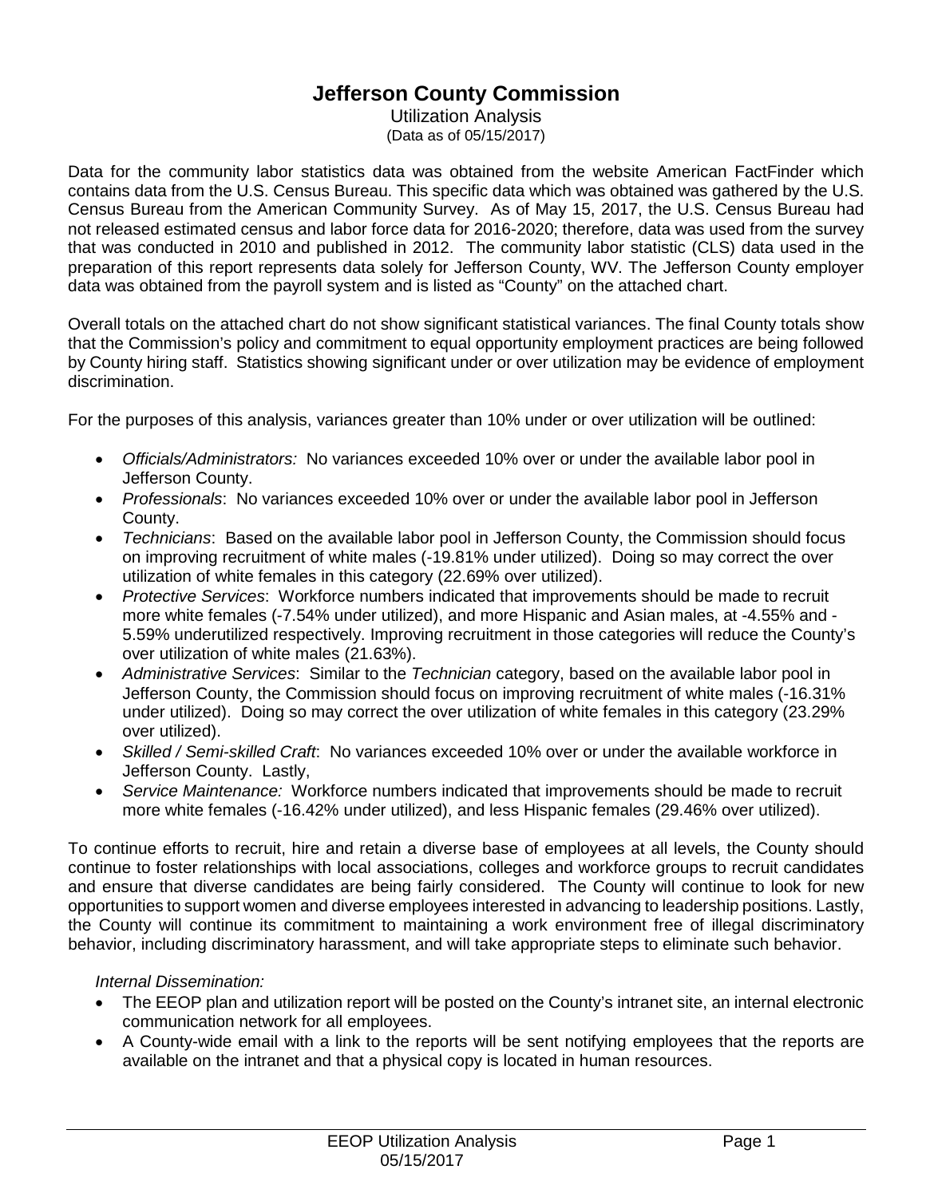# Jefferson County Commission

Utilization Analysis

(Data as of 05/15/2017)

Data for the community labor statistics data was obtained from the website American FactFinder which contains data from the U.S. Census Bureau. This specific data which was obtained was gathered by the U.S. Census Bureau from the American Community Survey. As of May 15, 2017, the U.S. Census Bureau had not released estimated census and labor force data for 2016-2020; therefore, data was used from the survey that was conducted in 2010 and published in 2012. The community labor statistic (CLS) data used in the preparation of this report represents data solely for Jefferson County, WV. The Jefferson County employer data was obtained from the payroll system and is listed as "County" on the attached chart.

Overall totals on the attached chart do not show significant statistical variances. The final County totals show that the Commission's policy and commitment to equal opportunity employment practices are being followed by County hiring staff. Statistics showing significant under or over utilization may be evidence of employment discrimination.

For the purposes of this analysis, variances greater than 10% under or over utilization will be outlined:

- *Officials/Administrators:* No variances exceeded 10% over or under the available labor pool in Jefferson County.
- *Professionals*: No variances exceeded 10% over or under the available labor pool in Jefferson County.
- *Technicians*: Based on the available labor pool in Jefferson County, the Commission should focus on improving recruitment of white males (-19.81% under utilized). Doing so may correct the over utilization of white females in this category (22.69% over utilized).
- *Protective Services*: Workforce numbers indicated that improvements should be made to recruit more white females (-7.54% under utilized), and more Hispanic and Asian males, at -4.55% and -5.59% underutilized respectively. Improving recruitment in those categories will reduce the County's over utilization of white males (21.63%).
- *Administrative Services*: Similar to the *Technician* category, based on the available labor pool in Jefferson County, the Commission should focus on improving recruitment of white males (-16.31% under utilized). Doing so may correct the over utilization of white females in this category (23.29% over utilized).
- *Skilled / Semi-skilled Craft*: No variances exceeded 10% over or under the available workforce in Jefferson County. Lastly,
- *Service Maintenance:* Workforce numbers indicated that improvements should be made to recruit more white females (-16.42% under utilized), and less Hispanic females (29.46% over utilized).

To continue efforts to recruit, hire and retain a diverse base of employees at all levels, the County should continue to foster relationships with local associations, colleges and workforce groups to recruit candidates and ensure that diverse candidates are being fairly considered. The County will continue to look for new opportunities to support women and diverse employees interested in advancing to leadership positions. Lastly, the County will continue its commitment to maintaining a work environment free of illegal discriminatory behavior, including discriminatory harassment, and will take appropriate steps to eliminate such behavior.

*Internal Dissemination:*

- The EEOP plan and utilization report will be posted on the County's intranet site, an internal electronic communication network for all employees.
- A County-wide email with a link to the reports will be sent notifying employees that the reports are available on the intranet and that a physical copy is located in human resources.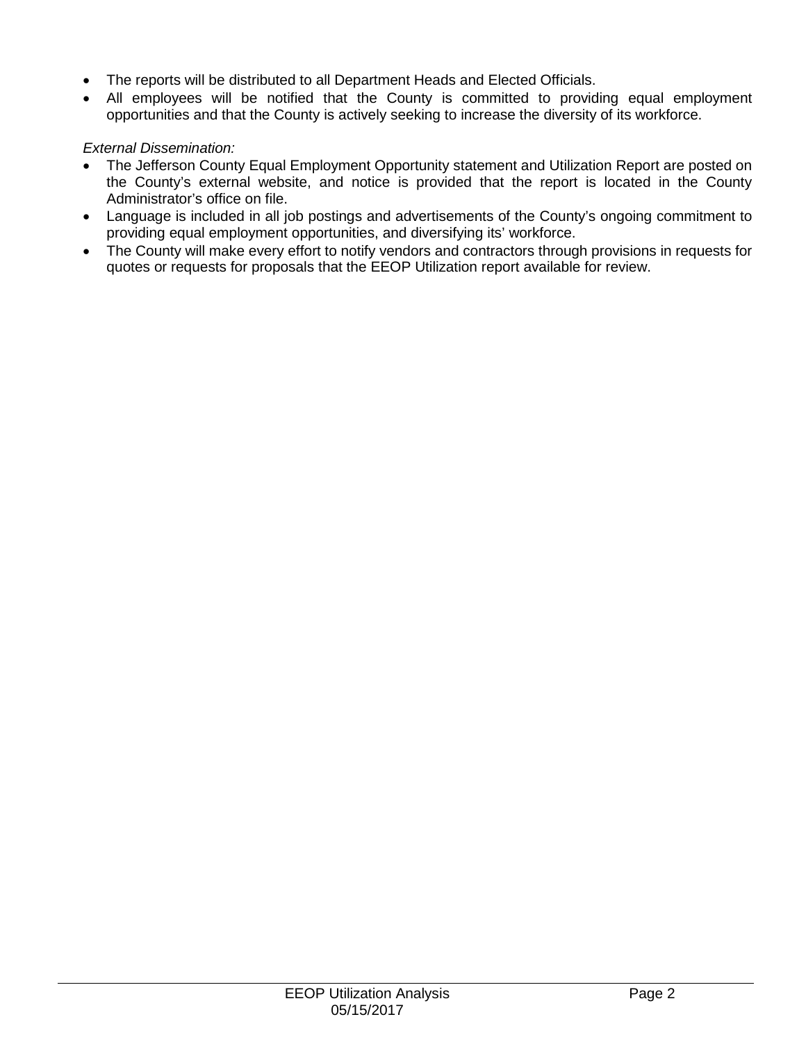- The reports will be distributed to all Department Heads and Elected Officials.
- All employees will be notified that the County is committed to providing equal employment opportunities and that the County is actively seeking to increase the diversity of its workforce.

*External Dissemination:*

- The Jefferson County Equal Employment Opportunity statement and Utilization Report are posted on the County's external website, and notice is provided that the report is located in the County Administrator's office on file.
- Language is included in all job postings and advertisements of the County's ongoing commitment to providing equal employment opportunities, and diversifying its' workforce.
- The County will make every effort to notify vendors and contractors through provisions in requests for quotes or requests for proposals that the EEOP Utilization report available for review.